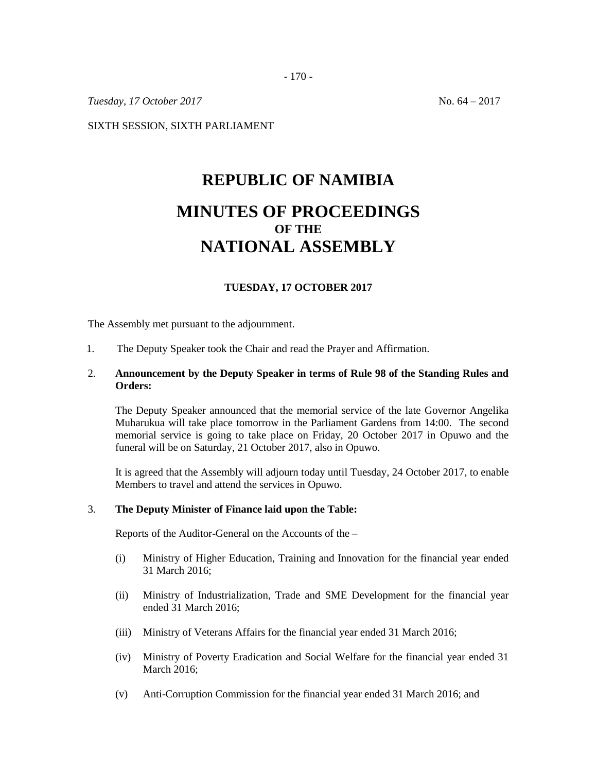*Tuesday, 17 October 2017* No. 64 – 2017

SIXTH SESSION, SIXTH PARLIAMENT

# REPUBLIC OF NAMIBIA

# MINUTES OF PROCEEDINGS
### OF THE
# NATIONAL ASSEMBLY

**TUESDAY, 17 OCTOBER 2017**

The Assembly met pursuant to the adjournment.

1. The Deputy Speaker took the Chair and read the Prayer and Affirmation.

2. **Announcement by the Deputy Speaker in terms of Rule 98 of the Standing Rules and Orders:**

   The Deputy Speaker announced that the memorial service of the late Governor Angelika Muharukua will take place tomorrow in the Parliament Gardens from 14:00. The second memorial service is going to take place on Friday, 20 October 2017 in Opuwo and the funeral will be on Saturday, 21 October 2017, also in Opuwo.

   It is agreed that the Assembly will adjourn today until Tuesday, 24 October 2017, to enable Members to travel and attend the services in Opuwo.

3. **The Deputy Minister of Finance laid upon the Table:**

   Reports of the Auditor-General on the Accounts of the –

   (i) Ministry of Higher Education, Training and Innovation for the financial year ended 31 March 2016;

   (ii) Ministry of Industrialization, Trade and SME Development for the financial year ended 31 March 2016;

   (iii) Ministry of Veterans Affairs for the financial year ended 31 March 2016;

   (iv) Ministry of Poverty Eradication and Social Welfare for the financial year ended 31 March 2016;

   (v) Anti-Corruption Commission for the financial year ended 31 March 2016; and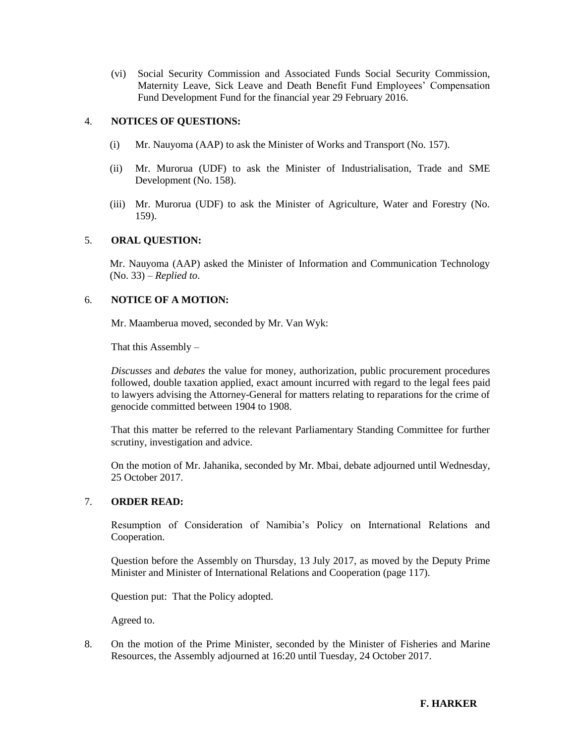(vi) Social Security Commission and Associated Funds Social Security Commission, Maternity Leave, Sick Leave and Death Benefit Fund Employees' Compensation Fund Development Fund for the financial year 29 February 2016.

4. **NOTICES OF QUESTIONS:**

   (i) Mr. Nauyoma (AAP) to ask the Minister of Works and Transport (No. 157).

   (ii) Mr. Murorua (UDF) to ask the Minister of Industrialisation, Trade and SME Development (No. 158).

   (iii) Mr. Murorua (UDF) to ask the Minister of Agriculture, Water and Forestry (No. 159).

5. **ORAL QUESTION:**

   Mr. Nauyoma (AAP) asked the Minister of Information and Communication Technology (No. 33) – *Replied to*.

6. **NOTICE OF A MOTION:**

   Mr. Maamberua moved, seconded by Mr. Van Wyk:

   That this Assembly –

   *Discusses* and *debates* the value for money, authorization, public procurement procedures followed, double taxation applied, exact amount incurred with regard to the legal fees paid to lawyers advising the Attorney-General for matters relating to reparations for the crime of genocide committed between 1904 to 1908.

   That this matter be referred to the relevant Parliamentary Standing Committee for further scrutiny, investigation and advice.

   On the motion of Mr. Jahanika, seconded by Mr. Mbai, debate adjourned until Wednesday, 25 October 2017.

7. **ORDER READ:**

   Resumption of Consideration of Namibia's Policy on International Relations and Cooperation.

   Question before the Assembly on Thursday, 13 July 2017, as moved by the Deputy Prime Minister and Minister of International Relations and Cooperation (page 117).

   Question put: That the Policy adopted.

   Agreed to.

8. On the motion of the Prime Minister, seconded by the Minister of Fisheries and Marine Resources, the Assembly adjourned at 16:20 until Tuesday, 24 October 2017.

**F. HARKER**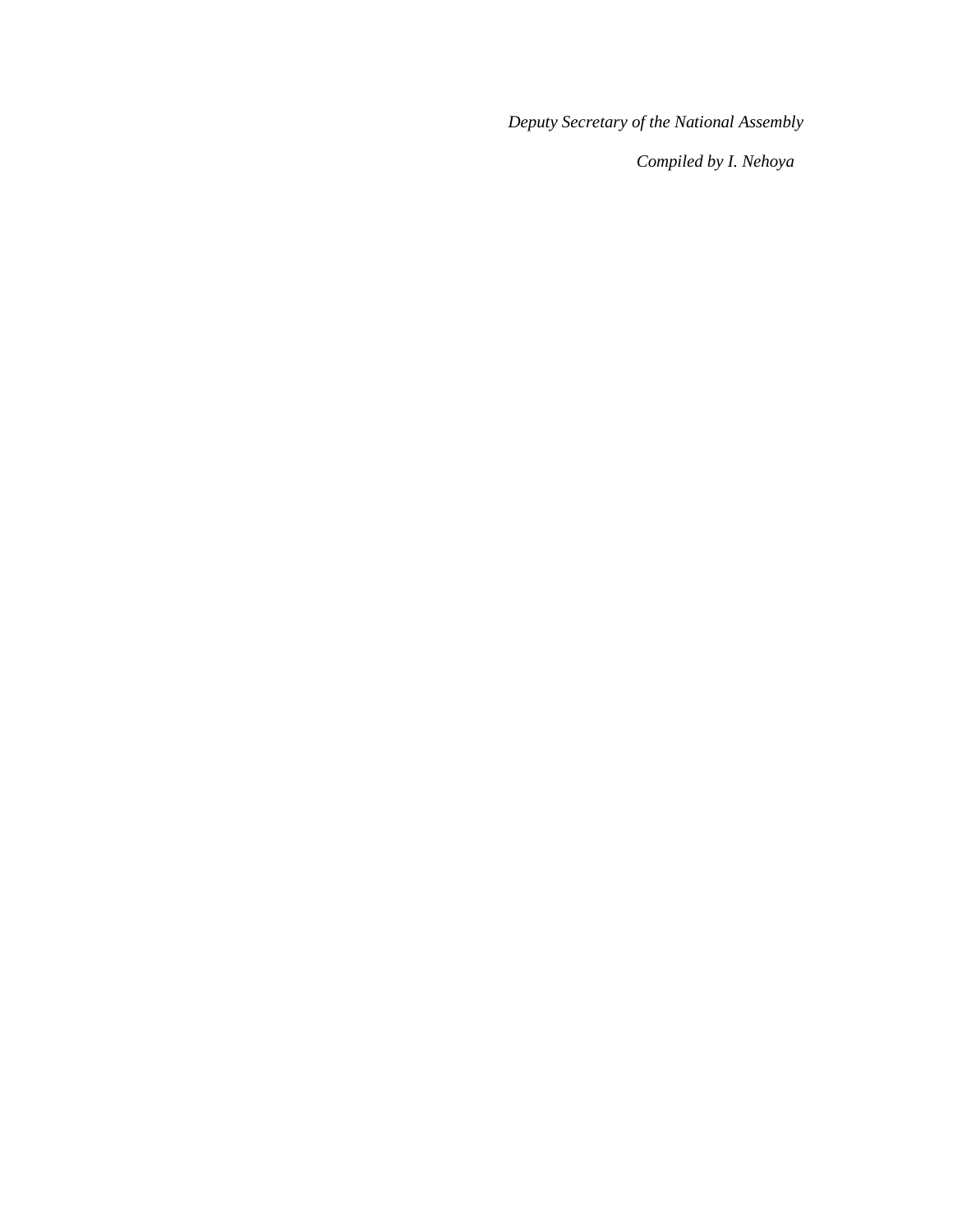*Deputy Secretary of the National Assembly*

*Compiled by I. Nehoya*